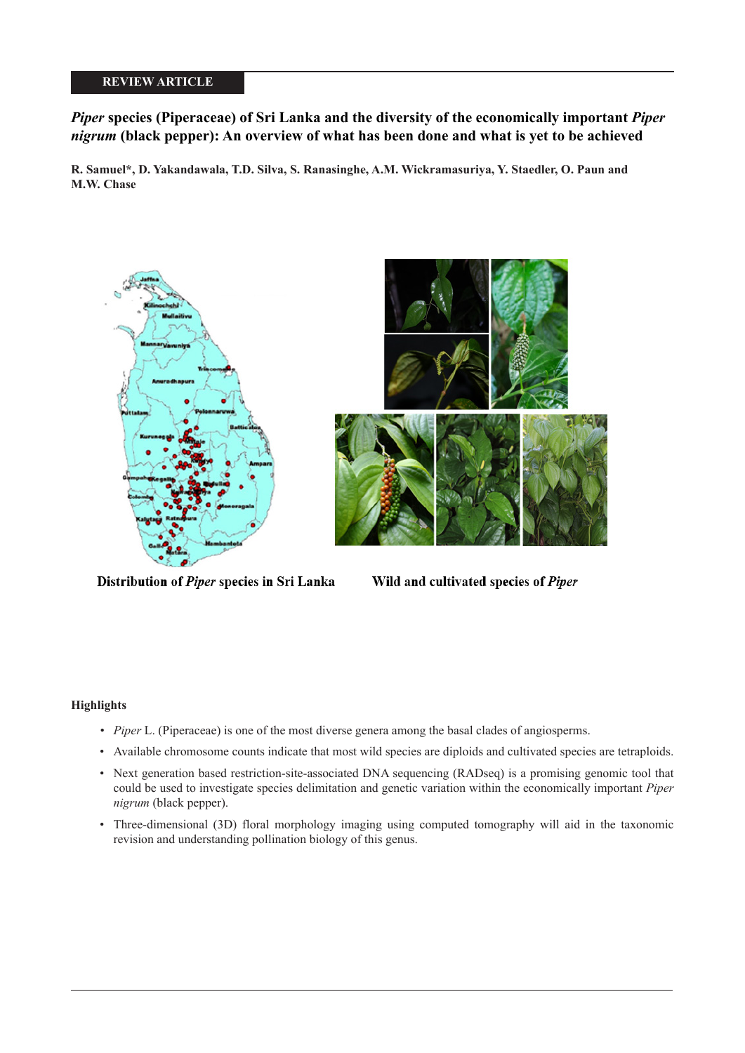REVIEW ARTICLE

# *Piper* species (Piperaceae) of Sri Lanka and the diversity of the economically important *Piper nigrum* (black pepper): An overview of what has been done and what is yet to be achieved

**R. Samuel\*, D. Yakandawala, T.D. Silva, S. Ranasinghe, A.M. Wickramasuriya, Y. Staedler, O. Paun and M.W. Chase**

**Distribution of *Piper* species in Sri Lanka**

**Wild and cultivated species of *Piper***

### Highlights

- *Piper* L. (Piperaceae) is one of the most diverse genera among the basal clades of angiosperms.
- Available chromosome counts indicate that most wild species are diploids and cultivated species are tetraploids.
- Next generation based restriction-site-associated DNA sequencing (RADseq) is a promising genomic tool that could be used to investigate species delimitation and genetic variation within the economically important *Piper nigrum* (black pepper).
- Three-dimensional (3D) floral morphology imaging using computed tomography will aid in the taxonomic revision and understanding pollination biology of this genus.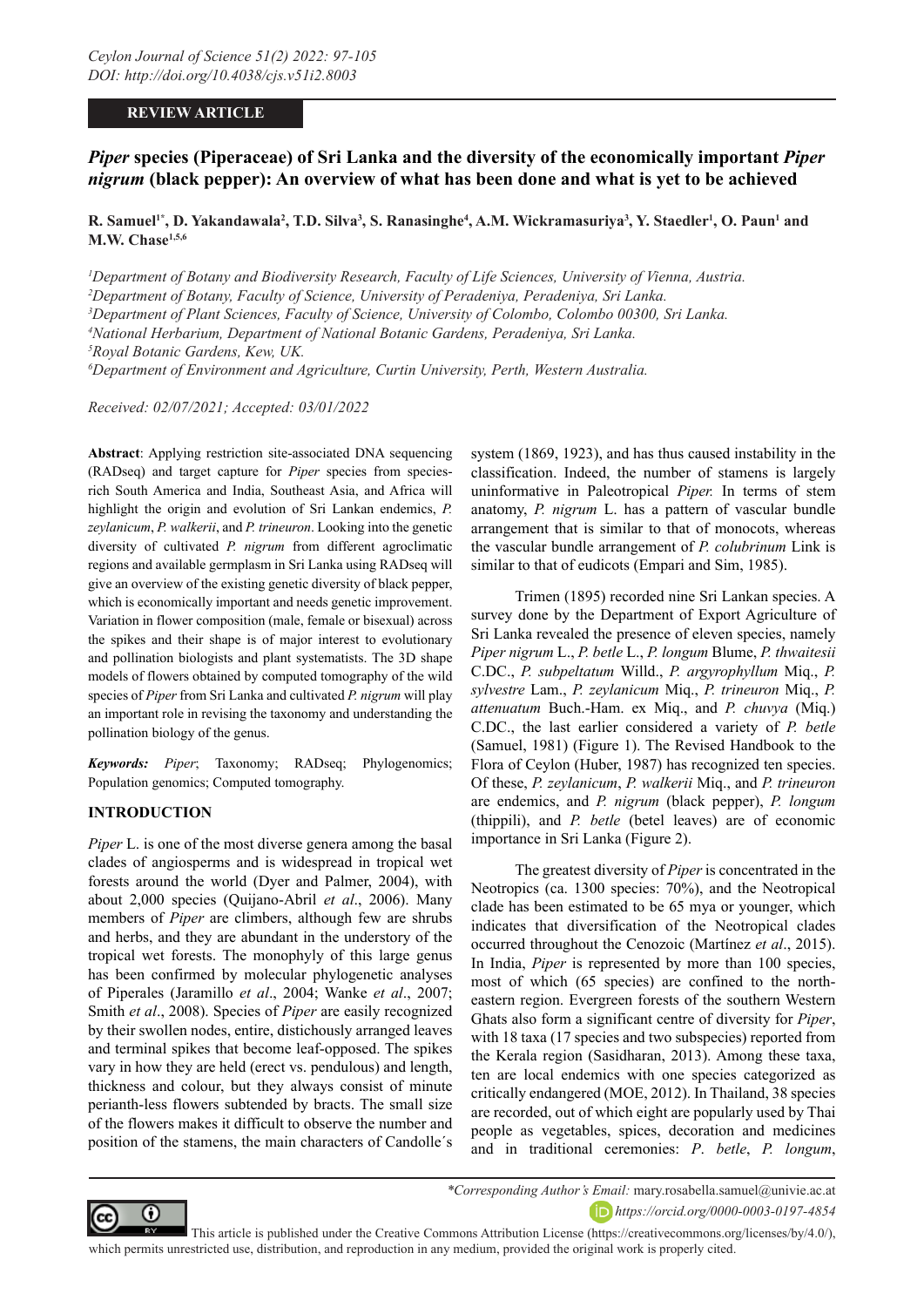*Ceylon Journal of Science 51(2) 2022: 97-105*
*DOI: http://doi.org/10.4038/cjs.v51i2.8003*

**REVIEW ARTICLE**

# *Piper* species (Piperaceae) of Sri Lanka and the diversity of the economically important *Piper nigrum* (black pepper): An overview of what has been done and what is yet to be achieved

**R. Samuel[1*], D. Yakandawala[2], T.D. Silva[3], S. Ranasinghe[4], A.M. Wickramasuriya[3], Y. Staedler[1], O. Paun[1] and M.W. Chase[1,5,6]**

[1]*Department of Botany and Biodiversity Research, Faculty of Life Sciences, University of Vienna, Austria.*
[2]*Department of Botany, Faculty of Science, University of Peradeniya, Peradeniya, Sri Lanka.*
[3]*Department of Plant Sciences, Faculty of Science, University of Colombo, Colombo 00300, Sri Lanka.*
[4]*National Herbarium, Department of National Botanic Gardens, Peradeniya, Sri Lanka.*
[5]*Royal Botanic Gardens, Kew, UK.*
[6]*Department of Environment and Agriculture, Curtin University, Perth, Western Australia.*

*Received: 02/07/2021; Accepted: 03/01/2022*

**Abstract**: Applying restriction site-associated DNA sequencing (RADseq) and target capture for *Piper* species from species-rich South America and India, Southeast Asia, and Africa will highlight the origin and evolution of Sri Lankan endemics, *P. zeylanicum*, *P. walkerii*, and *P. trineuron*. Looking into the genetic diversity of cultivated *P. nigrum* from different agroclimatic regions and available germplasm in Sri Lanka using RADseq will give an overview of the existing genetic diversity of black pepper, which is economically important and needs genetic improvement. Variation in flower composition (male, female or bisexual) across the spikes and their shape is of major interest to evolutionary and pollination biologists and plant systematists. The 3D shape models of flowers obtained by computed tomography of the wild species of *Piper* from Sri Lanka and cultivated *P. nigrum* will play an important role in revising the taxonomy and understanding the pollination biology of the genus.

***Keywords:*** *Piper*; Taxonomy; RADseq; Phylogenomics; Population genomics; Computed tomography.

## INTRODUCTION

*Piper* L. is one of the most diverse genera among the basal clades of angiosperms and is widespread in tropical wet forests around the world (Dyer and Palmer, 2004), with about 2,000 species (Quijano-Abril *et al*., 2006). Many members of *Piper* are climbers, although few are shrubs and herbs, and they are abundant in the understory of the tropical wet forests. The monophyly of this large genus has been confirmed by molecular phylogenetic analyses of Piperales (Jaramillo *et al*., 2004; Wanke *et al*., 2007; Smith *et al*., 2008). Species of *Piper* are easily recognized by their swollen nodes, entire, distichously arranged leaves and terminal spikes that become leaf-opposed. The spikes vary in how they are held (erect vs. pendulous) and length, thickness and colour, but they always consist of minute perianth-less flowers subtended by bracts. The small size of the flowers makes it difficult to observe the number and position of the stamens, the main characters of Candolle´s system (1869, 1923), and has thus caused instability in the classification. Indeed, the number of stamens is largely uninformative in Paleotropical *Piper.* In terms of stem anatomy, *P. nigrum* L. has a pattern of vascular bundle arrangement that is similar to that of monocots, whereas the vascular bundle arrangement of *P. colubrinum* Link is similar to that of eudicots (Empari and Sim, 1985).

Trimen (1895) recorded nine Sri Lankan species. A survey done by the Department of Export Agriculture of Sri Lanka revealed the presence of eleven species, namely *Piper nigrum* L., *P. betle* L., *P. longum* Blume, *P. thwaitesii* C.DC., *P. subpeltatum* Willd., *P. argyrophyllum* Miq., *P. sylvestre* Lam., *P. zeylanicum* Miq., *P. trineuron* Miq., *P. attenuatum* Buch.-Ham. ex Miq., and *P. chuvya* (Miq.) C.DC., the last earlier considered a variety of *P. betle* (Samuel, 1981) (Figure 1). The Revised Handbook to the Flora of Ceylon (Huber, 1987) has recognized ten species. Of these, *P. zeylanicum*, *P. walkerii* Miq., and *P. trineuron* are endemics, and *P. nigrum* (black pepper), *P. longum* (thippili), and *P. betle* (betel leaves) are of economic importance in Sri Lanka (Figure 2).

The greatest diversity of *Piper* is concentrated in the Neotropics (ca. 1300 species: 70%), and the Neotropical clade has been estimated to be 65 mya or younger, which indicates that diversification of the Neotropical clades occurred throughout the Cenozoic (Martínez *et al*., 2015). In India, *Piper* is represented by more than 100 species, most of which (65 species) are confined to the north-eastern region. Evergreen forests of the southern Western Ghats also form a significant centre of diversity for *Piper*, with 18 taxa (17 species and two subspecies) reported from the Kerala region (Sasidharan, 2013). Among these taxa, ten are local endemics with one species categorized as critically endangered (MOE, 2012). In Thailand, 38 species are recorded, out of which eight are popularly used by Thai people as vegetables, spices, decoration and medicines and in traditional ceremonies: *P. betle*, *P. longum*,

*\*Corresponding Author's Email:* mary.rosabella.samuel@univie.ac.at
*https://orcid.org/0000-0003-0197-4854*

This article is published under the Creative Commons Attribution License (https://creativecommons.org/licenses/by/4.0/), which permits unrestricted use, distribution, and reproduction in any medium, provided the original work is properly cited.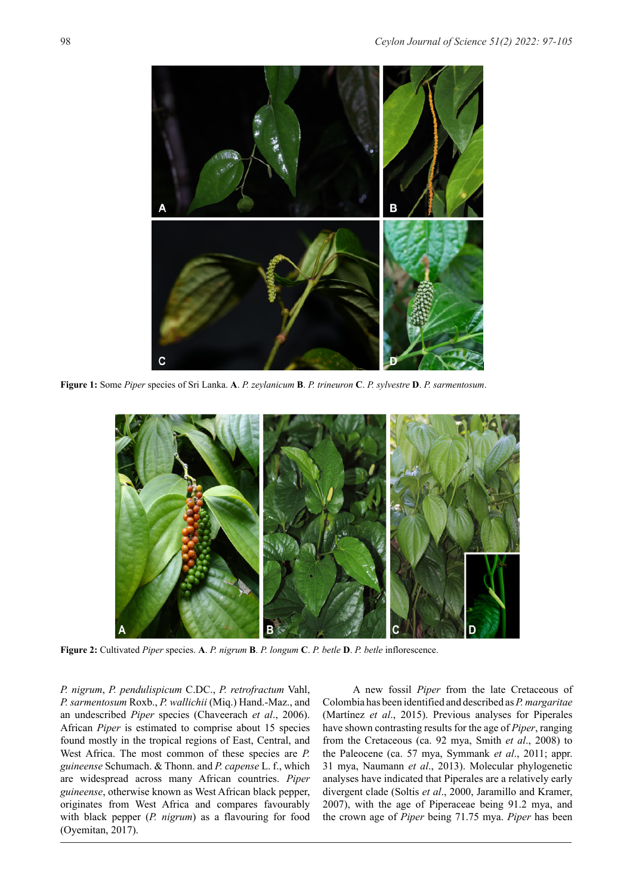**Figure 1:** Some *Piper* species of Sri Lanka. **A**. *P. zeylanicum* **B**. *P. trineuron* **C**. *P. sylvestre* **D**. *P. sarmentosum*.

**Figure 2:** Cultivated *Piper* species. **A**. *P. nigrum* **B**. *P. longum* **C**. *P. betle* **D**. *P. betle* inflorescence.

*P. nigrum*, *P. pendulispicum* C.DC., *P. retrofractum* Vahl, *P. sarmentosum* Roxb., *P. wallichii* (Miq.) Hand.-Maz., and an undescribed *Piper* species (Chaveerach *et al*., 2006). African *Piper* is estimated to comprise about 15 species found mostly in the tropical regions of East, Central, and West Africa. The most common of these species are *P. guineense* Schumach. & Thonn. and *P. capense* L. f., which are widespread across many African countries. *Piper guineense*, otherwise known as West African black pepper, originates from West Africa and compares favourably with black pepper (*P. nigrum*) as a flavouring for food (Oyemitan, 2017).

A new fossil *Piper* from the late Cretaceous of Colombia has been identified and described as *P. margaritae* (Martínez *et al*., 2015). Previous analyses for Piperales have shown contrasting results for the age of *Piper*, ranging from the Cretaceous (ca. 92 mya, Smith *et al*., 2008) to the Paleocene (ca. 57 mya, Symmank *et al*., 2011; appr. 31 mya, Naumann *et al*., 2013). Molecular phylogenetic analyses have indicated that Piperales are a relatively early divergent clade (Soltis *et al*., 2000, Jaramillo and Kramer, 2007), with the age of Piperaceae being 91.2 mya, and the crown age of *Piper* being 71.75 mya. *Piper* has been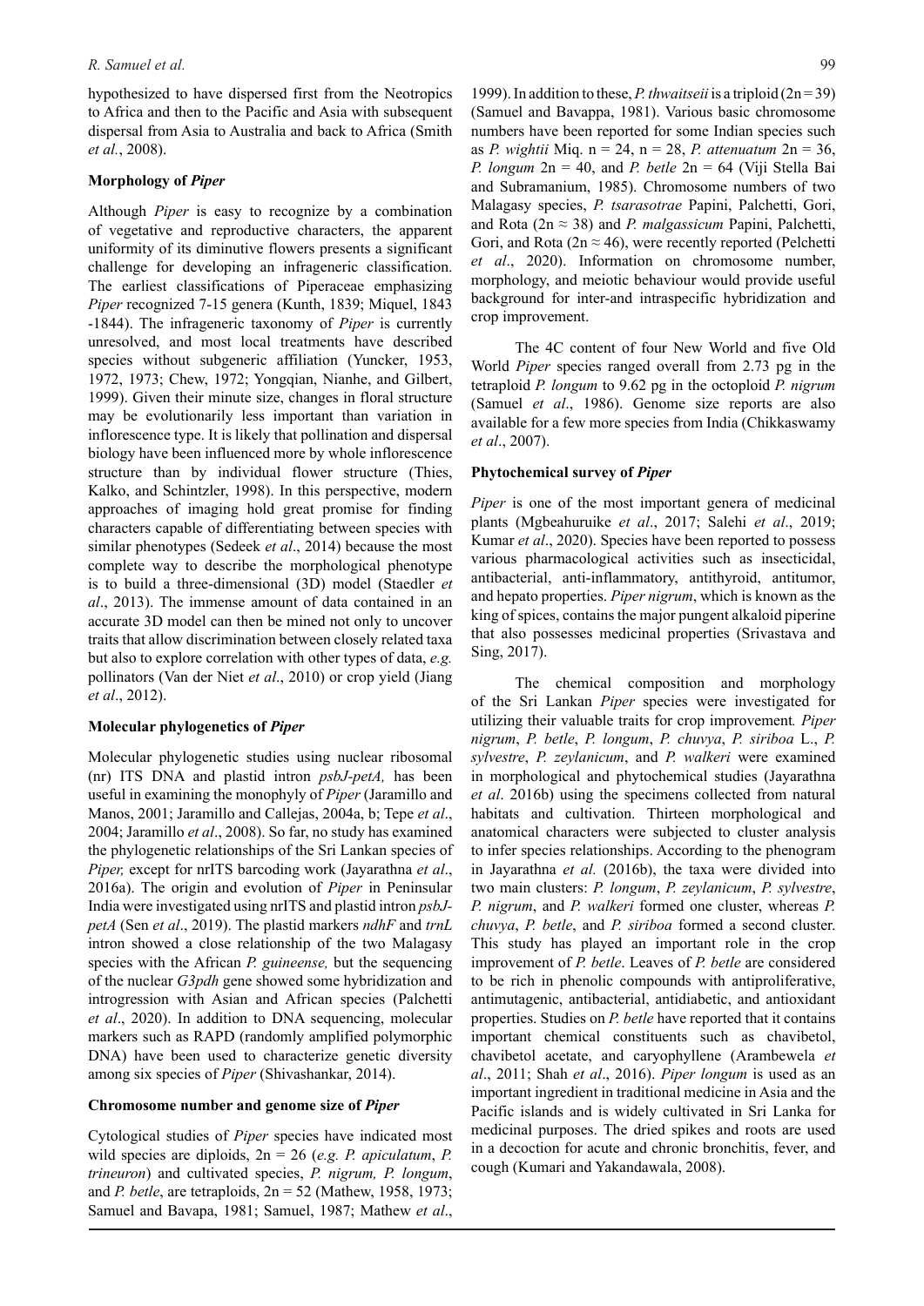hypothesized to have dispersed first from the Neotropics to Africa and then to the Pacific and Asia with subsequent dispersal from Asia to Australia and back to Africa (Smith *et al.*, 2008).

### Morphology of *Piper*

Although *Piper* is easy to recognize by a combination of vegetative and reproductive characters, the apparent uniformity of its diminutive flowers presents a significant challenge for developing an infrageneric classification. The earliest classifications of Piperaceae emphasizing *Piper* recognized 7-15 genera (Kunth, 1839; Miquel, 1843 -1844). The infrageneric taxonomy of *Piper* is currently unresolved, and most local treatments have described species without subgeneric affiliation (Yuncker, 1953, 1972, 1973; Chew, 1972; Yongqian, Nianhe, and Gilbert, 1999). Given their minute size, changes in floral structure may be evolutionarily less important than variation in inflorescence type. It is likely that pollination and dispersal biology have been influenced more by whole inflorescence structure than by individual flower structure (Thies, Kalko, and Schintzler, 1998). In this perspective, modern approaches of imaging hold great promise for finding characters capable of differentiating between species with similar phenotypes (Sedeek *et al*., 2014) because the most complete way to describe the morphological phenotype is to build a three-dimensional (3D) model (Staedler *et al*., 2013). The immense amount of data contained in an accurate 3D model can then be mined not only to uncover traits that allow discrimination between closely related taxa but also to explore correlation with other types of data, *e.g.* pollinators (Van der Niet *et al*., 2010) or crop yield (Jiang *et al*., 2012).

### Molecular phylogenetics of *Piper*

Molecular phylogenetic studies using nuclear ribosomal (nr) ITS DNA and plastid intron *psbJ-petA,* has been useful in examining the monophyly of *Piper* (Jaramillo and Manos, 2001; Jaramillo and Callejas, 2004a, b; Tepe *et al*., 2004; Jaramillo *et al*., 2008). So far, no study has examined the phylogenetic relationships of the Sri Lankan species of *Piper,* except for nrITS barcoding work (Jayarathna *et al*., 2016a). The origin and evolution of *Piper* in Peninsular India were investigated using nrITS and plastid intron *psbJ-petA* (Sen *et al*., 2019). The plastid markers *ndhF* and *trnL* intron showed a close relationship of the two Malagasy species with the African *P. guineense,* but the sequencing of the nuclear *G3pdh* gene showed some hybridization and introgression with Asian and African species (Palchetti *et al*., 2020). In addition to DNA sequencing, molecular markers such as RAPD (randomly amplified polymorphic DNA) have been used to characterize genetic diversity among six species of *Piper* (Shivashankar, 2014).

### Chromosome number and genome size of *Piper*

Cytological studies of *Piper* species have indicated most wild species are diploids, $2n = 26$ (*e.g. P. apiculatum*, *P. trineuron*) and cultivated species, *P. nigrum, P. longum*, and *P. betle*, are tetraploids, $2n = 52$ (Mathew, 1958, 1973; Samuel and Bavapa, 1981; Samuel, 1987; Mathew *et al*., 1999). In addition to these, *P. thwaitseii* is a triploid ($2n = 39$) (Samuel and Bavappa, 1981). Various basic chromosome numbers have been reported for some Indian species such as *P. wightii* Miq. $n = 24$, $n = 28$, *P. attenuatum* $2n = 36$, *P. longum* $2n = 40$, and *P. betle* $2n = 64$ (Viji Stella Bai and Subramanium, 1985). Chromosome numbers of two Malagasy species, *P. tsarasotrae* Papini, Palchetti, Gori, and Rota ($2n \approx 38$) and *P. malgassicum* Papini, Palchetti, Gori, and Rota ($2n \approx 46$), were recently reported (Pelchetti *et al*., 2020). Information on chromosome number, morphology, and meiotic behaviour would provide useful background for inter-and intraspecific hybridization and crop improvement.

The 4C content of four New World and five Old World *Piper* species ranged overall from 2.73 pg in the tetraploid *P. longum* to 9.62 pg in the octoploid *P. nigrum* (Samuel *et al*., 1986). Genome size reports are also available for a few more species from India (Chikkaswamy *et al*., 2007).

### Phytochemical survey of *Piper*

*Piper* is one of the most important genera of medicinal plants (Mgbeahuruike *et al*., 2017; Salehi *et al*., 2019; Kumar *et al*., 2020). Species have been reported to possess various pharmacological activities such as insecticidal, antibacterial, anti-inflammatory, antithyroid, antitumor, and hepato properties. *Piper nigrum*, which is known as the king of spices, contains the major pungent alkaloid piperine that also possesses medicinal properties (Srivastava and Sing, 2017).

The chemical composition and morphology of the Sri Lankan *Piper* species were investigated for utilizing their valuable traits for crop improvement*. Piper nigrum*, *P. betle*, *P. longum*, *P. chuvya*, *P. siriboa* L., *P. sylvestre*, *P. zeylanicum*, and *P. walkeri* were examined in morphological and phytochemical studies (Jayarathna *et al*. 2016b) using the specimens collected from natural habitats and cultivation. Thirteen morphological and anatomical characters were subjected to cluster analysis to infer species relationships. According to the phenogram in Jayarathna *et al.* (2016b), the taxa were divided into two main clusters: *P. longum*, *P. zeylanicum*, *P. sylvestre*, *P. nigrum*, and *P. walkeri* formed one cluster, whereas *P. chuvya*, *P. betle*, and *P. siriboa* formed a second cluster. This study has played an important role in the crop improvement of *P. betle*. Leaves of *P. betle* are considered to be rich in phenolic compounds with antiproliferative, antimutagenic, antibacterial, antidiabetic, and antioxidant properties. Studies on *P. betle* have reported that it contains important chemical constituents such as chavibetol, chavibetol acetate, and caryophyllene (Arambewela *et al*., 2011; Shah *et al*., 2016). *Piper longum* is used as an important ingredient in traditional medicine in Asia and the Pacific islands and is widely cultivated in Sri Lanka for medicinal purposes. The dried spikes and roots are used in a decoction for acute and chronic bronchitis, fever, and cough (Kumari and Yakandawala, 2008).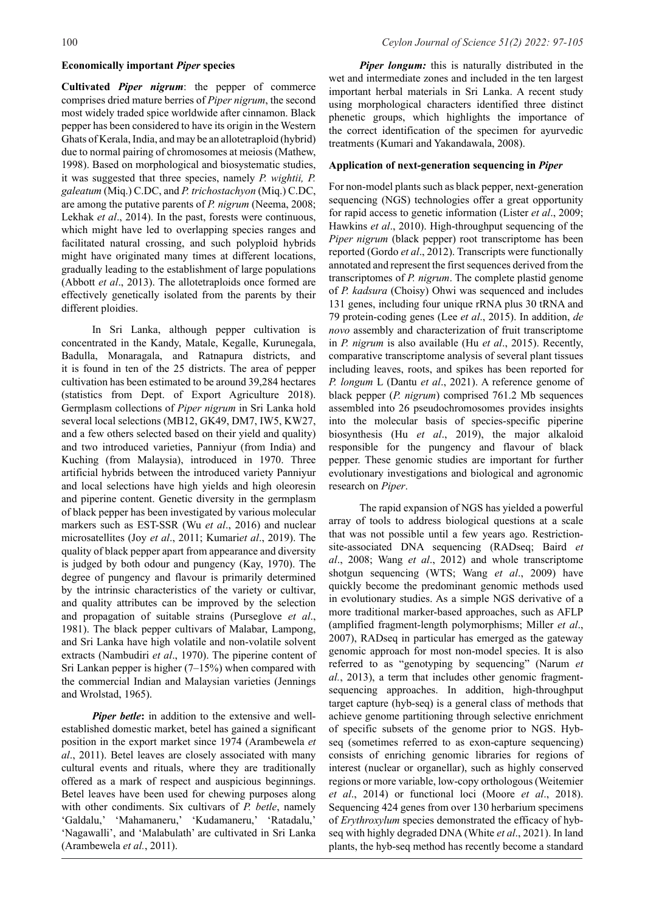### Economically important *Piper* species

**Cultivated *Piper nigrum***: the pepper of commerce comprises dried mature berries of *Piper nigrum*, the second most widely traded spice worldwide after cinnamon. Black pepper has been considered to have its origin in the Western Ghats of Kerala, India, and may be an allotetraploid (hybrid) due to normal pairing of chromosomes at meiosis (Mathew, 1998). Based on morphological and biosystematic studies, it was suggested that three species, namely *P. wightii, P. galeatum* (Miq.) C.DC, and *P. trichostachyon* (Miq.) C.DC, are among the putative parents of *P. nigrum* (Neema, 2008; Lekhak *et al*., 2014). In the past, forests were continuous, which might have led to overlapping species ranges and facilitated natural crossing, and such polyploid hybrids might have originated many times at different locations, gradually leading to the establishment of large populations (Abbott *et al*., 2013). The allotetraploids once formed are effectively genetically isolated from the parents by their different ploidies.

In Sri Lanka, although pepper cultivation is concentrated in the Kandy, Matale, Kegalle, Kurunegala, Badulla, Monaragala, and Ratnapura districts, and it is found in ten of the 25 districts. The area of pepper cultivation has been estimated to be around 39,284 hectares (statistics from Dept. of Export Agriculture 2018). Germplasm collections of *Piper nigrum* in Sri Lanka hold several local selections (MB12, GK49, DM7, IW5, KW27, and a few others selected based on their yield and quality) and two introduced varieties, Panniyur (from India) and Kuching (from Malaysia), introduced in 1970. Three artificial hybrids between the introduced variety Panniyur and local selections have high yields and high oleoresin and piperine content. Genetic diversity in the germplasm of black pepper has been investigated by various molecular markers such as EST-SSR (Wu *et al*., 2016) and nuclear microsatellites (Joy *et al*., 2011; Kumari*et al*., 2019). The quality of black pepper apart from appearance and diversity is judged by both odour and pungency (Kay, 1970). The degree of pungency and flavour is primarily determined by the intrinsic characteristics of the variety or cultivar, and quality attributes can be improved by the selection and propagation of suitable strains (Purseglove *et al*., 1981). The black pepper cultivars of Malabar, Lampong, and Sri Lanka have high volatile and non-volatile solvent extracts (Nambudiri *et al*., 1970). The piperine content of Sri Lankan pepper is higher (7–15%) when compared with the commercial Indian and Malaysian varieties (Jennings and Wrolstad, 1965).

***Piper betle*:** in addition to the extensive and well-established domestic market, betel has gained a significant position in the export market since 1974 (Arambewela *et al*., 2011). Betel leaves are closely associated with many cultural events and rituals, where they are traditionally offered as a mark of respect and auspicious beginnings. Betel leaves have been used for chewing purposes along with other condiments. Six cultivars of *P. betle*, namely 'Galdalu,' 'Mahamaneru,' 'Kudamaneru,' 'Ratadalu,' 'Nagawalli', and 'Malabulath' are cultivated in Sri Lanka (Arambewela *et al.*, 2011).

***Piper longum:*** this is naturally distributed in the wet and intermediate zones and included in the ten largest important herbal materials in Sri Lanka. A recent study using morphological characters identified three distinct phenetic groups, which highlights the importance of the correct identification of the specimen for ayurvedic treatments (Kumari and Yakandawala, 2008).

### Application of next-generation sequencing in *Piper*

For non-model plants such as black pepper, next-generation sequencing (NGS) technologies offer a great opportunity for rapid access to genetic information (Lister *et al*., 2009; Hawkins *et al*., 2010). High-throughput sequencing of the *Piper nigrum* (black pepper) root transcriptome has been reported (Gordo *et al*., 2012). Transcripts were functionally annotated and represent the first sequences derived from the transcriptomes of *P. nigrum*. The complete plastid genome of *P. kadsura* (Choisy) Ohwi was sequenced and includes 131 genes, including four unique rRNA plus 30 tRNA and 79 protein-coding genes (Lee *et al*., 2015). In addition, *de novo* assembly and characterization of fruit transcriptome in *P. nigrum* is also available (Hu *et al*., 2015). Recently, comparative transcriptome analysis of several plant tissues including leaves, roots, and spikes has been reported for *P. longum* L (Dantu *et al*., 2021). A reference genome of black pepper (*P. nigrum*) comprised 761.2 Mb sequences assembled into 26 pseudochromosomes provides insights into the molecular basis of species-specific piperine biosynthesis (Hu *et al*., 2019), the major alkaloid responsible for the pungency and flavour of black pepper. These genomic studies are important for further evolutionary investigations and biological and agronomic research on *Piper*.

The rapid expansion of NGS has yielded a powerful array of tools to address biological questions at a scale that was not possible until a few years ago. Restriction-site-associated DNA sequencing (RADseq; Baird *et al*., 2008; Wang *et al*., 2012) and whole transcriptome shotgun sequencing (WTS; Wang *et al*., 2009) have quickly become the predominant genomic methods used in evolutionary studies. As a simple NGS derivative of a more traditional marker-based approaches, such as AFLP (amplified fragment-length polymorphisms; Miller *et al*., 2007), RADseq in particular has emerged as the gateway genomic approach for most non-model species. It is also referred to as "genotyping by sequencing" (Narum *et al.*, 2013), a term that includes other genomic fragment-sequencing approaches. In addition, high-throughput target capture (hyb-seq) is a general class of methods that achieve genome partitioning through selective enrichment of specific subsets of the genome prior to NGS. Hyb-seq (sometimes referred to as exon-capture sequencing) consists of enriching genomic libraries for regions of interest (nuclear or organellar), such as highly conserved regions or more variable, low-copy orthologous (Weitemier *et al*., 2014) or functional loci (Moore *et al*., 2018). Sequencing 424 genes from over 130 herbarium specimens of *Erythroxylum* species demonstrated the efficacy of hyb-seq with highly degraded DNA (White *et al*., 2021). In land plants, the hyb-seq method has recently become a standard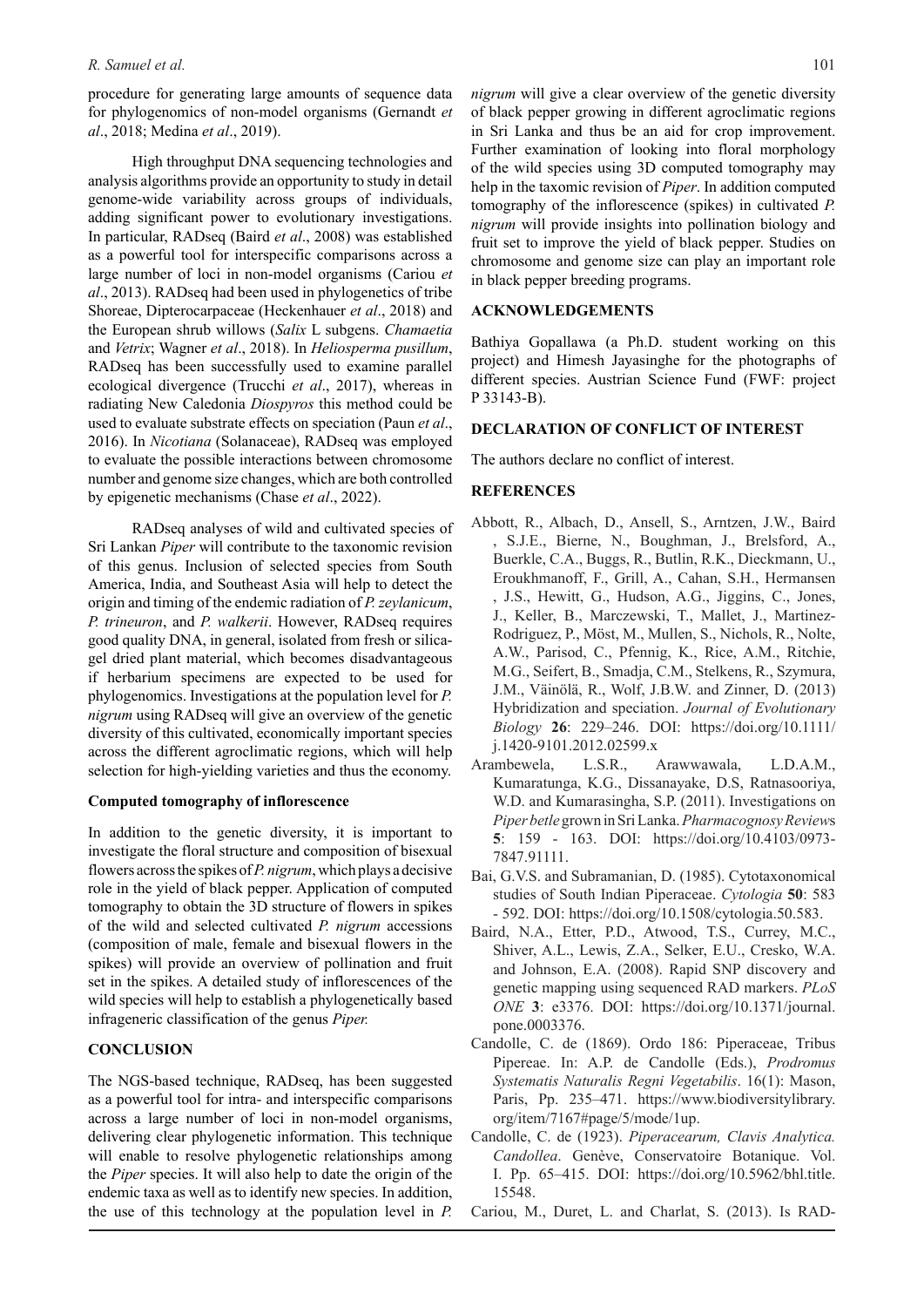procedure for generating large amounts of sequence data for phylogenomics of non-model organisms (Gernandt *et al*., 2018; Medina *et al*., 2019).

High throughput DNA sequencing technologies and analysis algorithms provide an opportunity to study in detail genome-wide variability across groups of individuals, adding significant power to evolutionary investigations. In particular, RADseq (Baird *et al*., 2008) was established as a powerful tool for interspecific comparisons across a large number of loci in non-model organisms (Cariou *et al*., 2013). RADseq had been used in phylogenetics of tribe Shoreae, Dipterocarpaceae (Heckenhauer *et al*., 2018) and the European shrub willows (*Salix* L subgens. *Chamaetia* and *Vetrix*; Wagner *et al*., 2018). In *Heliosperma pusillum*, RADseq has been successfully used to examine parallel ecological divergence (Trucchi *et al*., 2017), whereas in radiating New Caledonia *Diospyros* this method could be used to evaluate substrate effects on speciation (Paun *et al*., 2016). In *Nicotiana* (Solanaceae), RADseq was employed to evaluate the possible interactions between chromosome number and genome size changes, which are both controlled by epigenetic mechanisms (Chase *et al*., 2022).

RADseq analyses of wild and cultivated species of Sri Lankan *Piper* will contribute to the taxonomic revision of this genus. Inclusion of selected species from South America, India, and Southeast Asia will help to detect the origin and timing of the endemic radiation of *P. zeylanicum*, *P. trineuron*, and *P. walkerii*. However, RADseq requires good quality DNA, in general, isolated from fresh or silica-gel dried plant material, which becomes disadvantageous if herbarium specimens are expected to be used for phylogenomics. Investigations at the population level for *P. nigrum* using RADseq will give an overview of the genetic diversity of this cultivated, economically important species across the different agroclimatic regions, which will help selection for high-yielding varieties and thus the economy.

**Computed tomography of inflorescence**

In addition to the genetic diversity, it is important to investigate the floral structure and composition of bisexual flowers across the spikes of *P. nigrum*, which plays a decisive role in the yield of black pepper. Application of computed tomography to obtain the 3D structure of flowers in spikes of the wild and selected cultivated *P. nigrum* accessions (composition of male, female and bisexual flowers in the spikes) will provide an overview of pollination and fruit set in the spikes. A detailed study of inflorescences of the wild species will help to establish a phylogenetically based infrageneric classification of the genus *Piper.*

## CONCLUSION

The NGS-based technique, RADseq, has been suggested as a powerful tool for intra- and interspecific comparisons across a large number of loci in non-model organisms, delivering clear phylogenetic information. This technique will enable to resolve phylogenetic relationships among the *Piper* species. It will also help to date the origin of the endemic taxa as well as to identify new species. In addition, the use of this technology at the population level in *P. nigrum* will give a clear overview of the genetic diversity of black pepper growing in different agroclimatic regions in Sri Lanka and thus be an aid for crop improvement. Further examination of looking into floral morphology of the wild species using 3D computed tomography may help in the taxomic revision of *Piper*. In addition computed tomography of the inflorescence (spikes) in cultivated *P. nigrum* will provide insights into pollination biology and fruit set to improve the yield of black pepper. Studies on chromosome and genome size can play an important role in black pepper breeding programs.

## ACKNOWLEDGEMENTS

Bathiya Gopallawa (a Ph.D. student working on this project) and Himesh Jayasinghe for the photographs of different species. Austrian Science Fund (FWF: project P 33143-B).

## DECLARATION OF CONFLICT OF INTEREST

The authors declare no conflict of interest.

## REFERENCES

Abbott, R., Albach, D., Ansell, S., Arntzen, J.W., Baird , S.J.E., Bierne, N., Boughman, J., Brelsford, A., Buerkle, C.A., Buggs, R., Butlin, R.K., Dieckmann, U., Eroukhmanoff, F., Grill, A., Cahan, S.H., Hermansen , J.S., Hewitt, G., Hudson, A.G., Jiggins, C., Jones, J., Keller, B., Marczewski, T., Mallet, J., Martinez-Rodriguez, P., Möst, M., Mullen, S., Nichols, R., Nolte, A.W., Parisod, C., Pfennig, K., Rice, A.M., Ritchie, M.G., Seifert, B., Smadja, C.M., Stelkens, R., Szymura, J.M., Väinölä, R., Wolf, J.B.W. and Zinner, D. (2013) Hybridization and speciation. *Journal of Evolutionary Biology* **26**: 229–246. DOI: https://doi.org/10.1111/j.1420-9101.2012.02599.x

Arambewela, L.S.R., Arawwawala, L.D.A.M., Kumaratunga, K.G., Dissanayake, D.S, Ratnasooriya, W.D. and Kumarasingha, S.P. (2011). Investigations on *Piper betle* grown in Sri Lanka. *Pharmacognosy Reviews* **5**: 159 - 163. DOI: https://doi.org/10.4103/0973-7847.91111.

Bai, G.V.S. and Subramanian, D. (1985). Cytotaxonomical studies of South Indian Piperaceae. *Cytologia* **50**: 583 - 592. DOI: https://doi.org/10.1508/cytologia.50.583.

Baird, N.A., Etter, P.D., Atwood, T.S., Currey, M.C., Shiver, A.L., Lewis, Z.A., Selker, E.U., Cresko, W.A. and Johnson, E.A. (2008). Rapid SNP discovery and genetic mapping using sequenced RAD markers. *PLoS ONE* **3**: e3376. DOI: https://doi.org/10.1371/journal.pone.0003376.

Candolle, C. de (1869). Ordo 186: Piperaceae, Tribus Pipereae. In: A.P. de Candolle (Eds.), *Prodromus Systematis Naturalis Regni Vegetabilis*. 16(1): Mason, Paris, Pp. 235–471. https://www.biodiversitylibrary.org/item/7167#page/5/mode/1up.

Candolle, C. de (1923). *Piperacearum, Clavis Analytica. Candollea*. Genève, Conservatoire Botanique. Vol. I. Pp. 65–415. DOI: https://doi.org/10.5962/bhl.title.15548.

Cariou, M., Duret, L. and Charlat, S. (2013). Is RAD-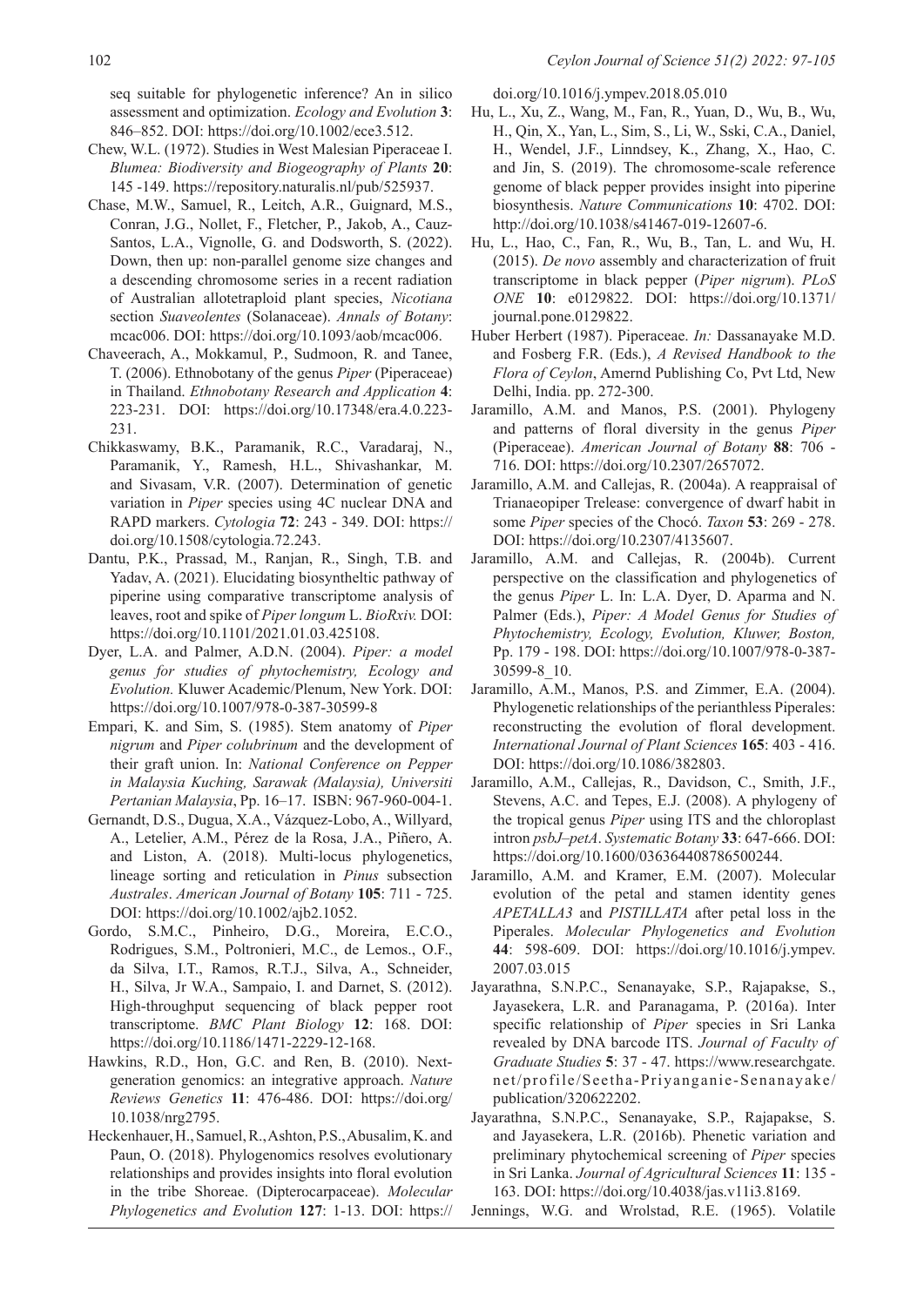seq suitable for phylogenetic inference? An in silico assessment and optimization. *Ecology and Evolution* **3**: 846–852. DOI: https://doi.org/10.1002/ece3.512.

Chew, W.L. (1972). Studies in West Malesian Piperaceae I. *Blumea: Biodiversity and Biogeography of Plants* **20**: 145 -149. https://repository.naturalis.nl/pub/525937.

Chase, M.W., Samuel, R., Leitch, A.R., Guignard, M.S., Conran, J.G., Nollet, F., Fletcher, P., Jakob, A., Cauz-Santos, L.A., Vignolle, G. and Dodsworth, S. (2022). Down, then up: non-parallel genome size changes and a descending chromosome series in a recent radiation of Australian allotetraploid plant species, *Nicotiana* section *Suaveolentes* (Solanaceae). *Annals of Botany*: mcac006. DOI: https://doi.org/10.1093/aob/mcac006.

Chaveerach, A., Mokkamul, P., Sudmoon, R. and Tanee, T. (2006). Ethnobotany of the genus *Piper* (Piperaceae) in Thailand. *Ethnobotany Research and Application* **4**: 223-231. DOI: https://doi.org/10.17348/era.4.0.223-231.

Chikkaswamy, B.K., Paramanik, R.C., Varadaraj, N., Paramanik, Y., Ramesh, H.L., Shivashankar, M. and Sivasam, V.R. (2007). Determination of genetic variation in *Piper* species using 4C nuclear DNA and RAPD markers. *Cytologia* **72**: 243 - 349. DOI: https://doi.org/10.1508/cytologia.72.243.

Dantu, P.K., Prassad, M., Ranjan, R., Singh, T.B. and Yadav, A. (2021). Elucidating biosyntheltic pathway of piperine using comparative transcriptome analysis of leaves, root and spike of *Piper longum* L. *BioRxiv.* DOI: https://doi.org/10.1101/2021.01.03.425108.

Dyer, L.A. and Palmer, A.D.N. (2004). *Piper: a model genus for studies of phytochemistry, Ecology and Evolution.* Kluwer Academic/Plenum, New York. DOI: https://doi.org/10.1007/978-0-387-30599-8

Empari, K. and Sim, S. (1985). Stem anatomy of *Piper nigrum* and *Piper colubrinum* and the development of their graft union. In: *National Conference on Pepper in Malaysia Kuching, Sarawak (Malaysia), Universiti Pertanian Malaysia*, Pp. 16–17. ISBN: 967-960-004-1.

Gernandt, D.S., Dugua, X.A., Vázquez-Lobo, A., Willyard, A., Letelier, A.M., Pérez de la Rosa, J.A., Piñero, A. and Liston, A. (2018). Multi-locus phylogenetics, lineage sorting and reticulation in *Pinus* subsection *Australes*. *American Journal of Botany* **105**: 711 - 725. DOI: https://doi.org/10.1002/ajb2.1052.

Gordo, S.M.C., Pinheiro, D.G., Moreira, E.C.O., Rodrigues, S.M., Poltronieri, M.C., de Lemos., O.F., da Silva, I.T., Ramos, R.T.J., Silva, A., Schneider, H., Silva, Jr W.A., Sampaio, I. and Darnet, S. (2012). High-throughput sequencing of black pepper root transcriptome. *BMC Plant Biology* **12**: 168. DOI: https://doi.org/10.1186/1471-2229-12-168.

Hawkins, R.D., Hon, G.C. and Ren, B. (2010). Next-generation genomics: an integrative approach. *Nature Reviews Genetics* **11**: 476-486. DOI: https://doi.org/10.1038/nrg2795.

Heckenhauer, H., Samuel, R., Ashton, P.S., Abusalim, K. and Paun, O. (2018). Phylogenomics resolves evolutionary relationships and provides insights into floral evolution in the tribe Shoreae. (Dipterocarpaceae). *Molecular Phylogenetics and Evolution* **127**: 1-13. DOI: https://doi.org/10.1016/j.ympev.2018.05.010

Hu, L., Xu, Z., Wang, M., Fan, R., Yuan, D., Wu, B., Wu, H., Qin, X., Yan, L., Sim, S., Li, W., Sski, C.A., Daniel, H., Wendel, J.F., Linndsey, K., Zhang, X., Hao, C. and Jin, S. (2019). The chromosome-scale reference genome of black pepper provides insight into piperine biosynthesis. *Nature Communications* **10**: 4702. DOI: http://doi.org/10.1038/s41467-019-12607-6.

Hu, L., Hao, C., Fan, R., Wu, B., Tan, L. and Wu, H. (2015). *De novo* assembly and characterization of fruit transcriptome in black pepper (*Piper nigrum*). *PLoS ONE* **10**: e0129822. DOI: https://doi.org/10.1371/journal.pone.0129822.

Huber Herbert (1987). Piperaceae. *In:* Dassanayake M.D. and Fosberg F.R. (Eds.), *A Revised Handbook to the Flora of Ceylon*, Amernd Publishing Co, Pvt Ltd, New Delhi, India. pp. 272-300.

Jaramillo, A.M. and Manos, P.S. (2001). Phylogeny and patterns of floral diversity in the genus *Piper* (Piperaceae). *American Journal of Botany* **88**: 706 - 716. DOI: https://doi.org/10.2307/2657072.

Jaramillo, A.M. and Callejas, R. (2004a). A reappraisal of Trianaeopiper Trelease: convergence of dwarf habit in some *Piper* species of the Chocó. *Taxon* **53**: 269 - 278. DOI: https://doi.org/10.2307/4135607.

Jaramillo, A.M. and Callejas, R. (2004b). Current perspective on the classification and phylogenetics of the genus *Piper* L. In: L.A. Dyer, D. Aparma and N. Palmer (Eds.), *Piper: A Model Genus for Studies of Phytochemistry, Ecology, Evolution, Kluwer, Boston,* Pp. 179 - 198. DOI: https://doi.org/10.1007/978-0-387-30599-8_10.

Jaramillo, A.M., Manos, P.S. and Zimmer, E.A. (2004). Phylogenetic relationships of the perianthless Piperales: reconstructing the evolution of floral development. *International Journal of Plant Sciences* **165**: 403 - 416. DOI: https://doi.org/10.1086/382803.

Jaramillo, A.M., Callejas, R., Davidson, C., Smith, J.F., Stevens, A.C. and Tepes, E.J. (2008). A phylogeny of the tropical genus *Piper* using ITS and the chloroplast intron *psbJ–petA*. *Systematic Botany* **33**: 647-666. DOI: https://doi.org/10.1600/036364408786500244.

Jaramillo, A.M. and Kramer, E.M. (2007). Molecular evolution of the petal and stamen identity genes *APETALLA3* and *PISTILLATA* after petal loss in the Piperales. *Molecular Phylogenetics and Evolution* **44**: 598-609. DOI: https://doi.org/10.1016/j.ympev.2007.03.015

Jayarathna, S.N.P.C., Senanayake, S.P., Rajapakse, S., Jayasekera, L.R. and Paranagama, P. (2016a). Inter specific relationship of *Piper* species in Sri Lanka revealed by DNA barcode ITS. *Journal of Faculty of Graduate Studies* **5**: 37 - 47. https://www.researchgate.net/profile/Seetha-Priyanganie-Senanayake/publication/320622202.

Jayarathna, S.N.P.C., Senanayake, S.P., Rajapakse, S. and Jayasekera, L.R. (2016b). Phenetic variation and preliminary phytochemical screening of *Piper* species in Sri Lanka. *Journal of Agricultural Sciences* **11**: 135 - 163. DOI: https://doi.org/10.4038/jas.v11i3.8169.

Jennings, W.G. and Wrolstad, R.E. (1965). Volatile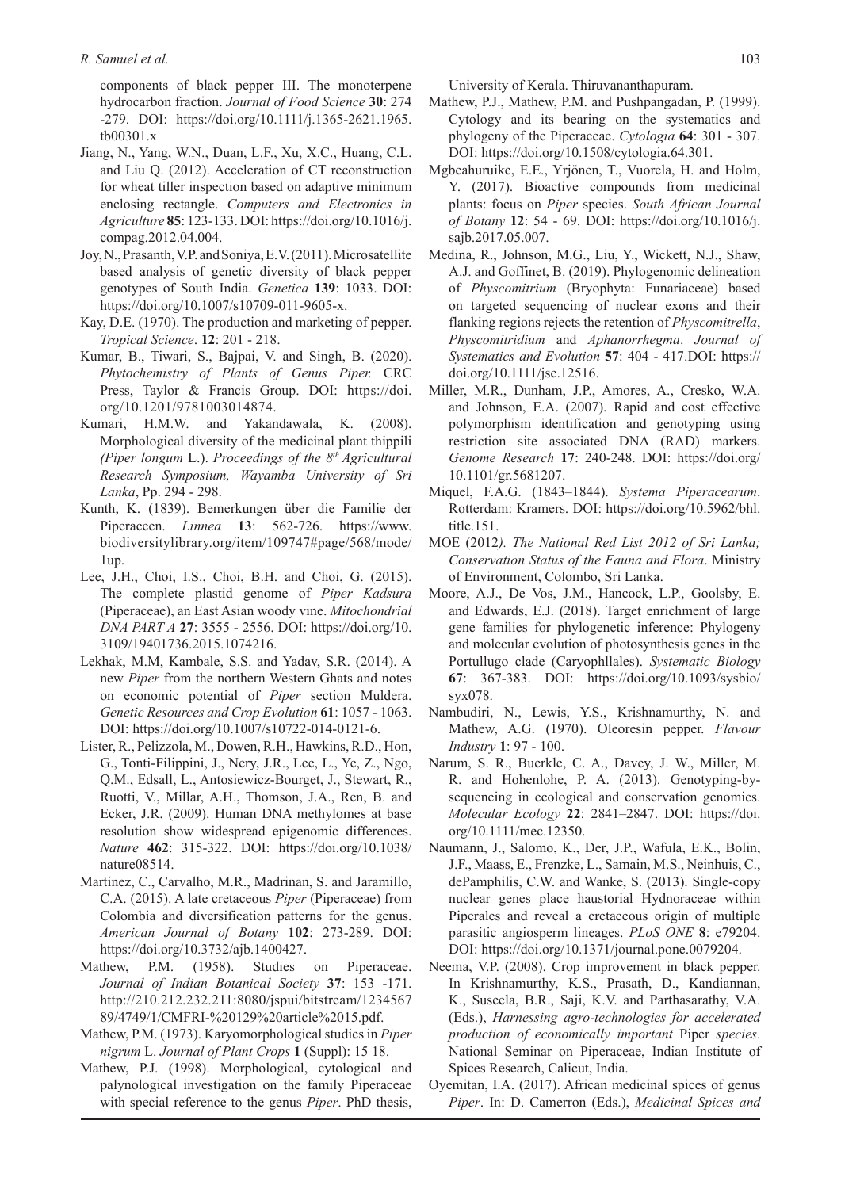components of black pepper III. The monoterpene hydrocarbon fraction. *Journal of Food Science* **30**: 274 -279. DOI: https://doi.org/10.1111/j.1365-2621.1965.tb00301.x

Jiang, N., Yang, W.N., Duan, L.F., Xu, X.C., Huang, C.L. and Liu Q. (2012). Acceleration of CT reconstruction for wheat tiller inspection based on adaptive minimum enclosing rectangle. *Computers and Electronics in Agriculture* **85**: 123-133. DOI: https://doi.org/10.1016/j.compag.2012.04.004.

Joy, N., Prasanth, V.P. and Soniya, E.V. (2011). Microsatellite based analysis of genetic diversity of black pepper genotypes of South India. *Genetica* **139**: 1033. DOI: https://doi.org/10.1007/s10709-011-9605-x.

Kay, D.E. (1970). The production and marketing of pepper. *Tropical Science*. **12**: 201 - 218.

Kumar, B., Tiwari, S., Bajpai, V. and Singh, B. (2020). *Phytochemistry of Plants of Genus Piper.* CRC Press, Taylor & Francis Group. DOI: https://doi.org/10.1201/9781003014874.

Kumari, H.M.W. and Yakandawala, K. (2008). Morphological diversity of the medicinal plant thippili *(Piper longum* L.). *Proceedings of the 8th Agricultural Research Symposium, Wayamba University of Sri Lanka*, Pp. 294 - 298.

Kunth, K. (1839). Bemerkungen über die Familie der Piperaceen. *Linnea* **13**: 562-726. https://www.biodiversitylibrary.org/item/109747#page/568/mode/1up.

Lee, J.H., Choi, I.S., Choi, B.H. and Choi, G. (2015). The complete plastid genome of *Piper Kadsura* (Piperaceae), an East Asian woody vine. *Mitochondrial DNA PART A* **27**: 3555 - 2556. DOI: https://doi.org/10.3109/19401736.2015.1074216.

Lekhak, M.M, Kambale, S.S. and Yadav, S.R. (2014). A new *Piper* from the northern Western Ghats and notes on economic potential of *Piper* section Muldera. *Genetic Resources and Crop Evolution* **61**: 1057 - 1063. DOI: https://doi.org/10.1007/s10722-014-0121-6.

Lister, R., Pelizzola, M., Dowen, R.H., Hawkins, R.D., Hon, G., Tonti-Filippini, J., Nery, J.R., Lee, L., Ye, Z., Ngo, Q.M., Edsall, L., Antosiewicz-Bourget, J., Stewart, R., Ruotti, V., Millar, A.H., Thomson, J.A., Ren, B. and Ecker, J.R. (2009). Human DNA methylomes at base resolution show widespread epigenomic differences. *Nature* **462**: 315-322. DOI: https://doi.org/10.1038/nature08514.

Martínez, C., Carvalho, M.R., Madrinan, S. and Jaramillo, C.A. (2015). A late cretaceous *Piper* (Piperaceae) from Colombia and diversification patterns for the genus. *American Journal of Botany* **102**: 273-289. DOI: https://doi.org/10.3732/ajb.1400427.

Mathew, P.M. (1958). Studies on Piperaceae. *Journal of Indian Botanical Society* **37**: 153 -171. http://210.212.232.211:8080/jspui/bitstream/123456789/4749/1/CMFRI-%20129%20article%2015.pdf.

Mathew, P.M. (1973). Karyomorphological studies in *Piper nigrum* L. *Journal of Plant Crops* **1** (Suppl): 15 18.

Mathew, P.J. (1998). Morphological, cytological and palynological investigation on the family Piperaceae with special reference to the genus *Piper*. PhD thesis, University of Kerala. Thiruvananthapuram.

Mathew, P.J., Mathew, P.M. and Pushpangadan, P. (1999). Cytology and its bearing on the systematics and phylogeny of the Piperaceae. *Cytologia* **64**: 301 - 307. DOI: https://doi.org/10.1508/cytologia.64.301.

Mgbeahuruike, E.E., Yrjönen, T., Vuorela, H. and Holm, Y. (2017). Bioactive compounds from medicinal plants: focus on *Piper* species. *South African Journal of Botany* **12**: 54 - 69. DOI: https://doi.org/10.1016/j.sajb.2017.05.007.

Medina, R., Johnson, M.G., Liu, Y., Wickett, N.J., Shaw, A.J. and Goffinet, B. (2019). Phylogenomic delineation of *Physcomitrium* (Bryophyta: Funariaceae) based on targeted sequencing of nuclear exons and their flanking regions rejects the retention of *Physcomitrella*, *Physcomitridium* and *Aphanorrhegma*. *Journal of Systematics and Evolution* **57**: 404 - 417.DOI: https://doi.org/10.1111/jse.12516.

Miller, M.R., Dunham, J.P., Amores, A., Cresko, W.A. and Johnson, E.A. (2007). Rapid and cost effective polymorphism identification and genotyping using restriction site associated DNA (RAD) markers. *Genome Research* **17**: 240-248. DOI: https://doi.org/10.1101/gr.5681207.

Miquel, F.A.G. (1843–1844). *Systema Piperacearum*. Rotterdam: Kramers. DOI: https://doi.org/10.5962/bhl.title.151.

MOE (2012*). The National Red List 2012 of Sri Lanka; Conservation Status of the Fauna and Flora*. Ministry of Environment, Colombo, Sri Lanka.

Moore, A.J., De Vos, J.M., Hancock, L.P., Goolsby, E. and Edwards, E.J. (2018). Target enrichment of large gene families for phylogenetic inference: Phylogeny and molecular evolution of photosynthesis genes in the Portullugo clade (Caryophllales). *Systematic Biology* **67**: 367-383. DOI: https://doi.org/10.1093/sysbio/syx078.

Nambudiri, N., Lewis, Y.S., Krishnamurthy, N. and Mathew, A.G. (1970). Oleoresin pepper. *Flavour Industry* **1**: 97 - 100.

Narum, S. R., Buerkle, C. A., Davey, J. W., Miller, M. R. and Hohenlohe, P. A. (2013). Genotyping-by-sequencing in ecological and conservation genomics. *Molecular Ecology* **22**: 2841–2847. DOI: https://doi.org/10.1111/mec.12350.

Naumann, J., Salomo, K., Der, J.P., Wafula, E.K., Bolin, J.F., Maass, E., Frenzke, L., Samain, M.S., Neinhuis, C., dePamphilis, C.W. and Wanke, S. (2013). Single-copy nuclear genes place haustorial Hydnoraceae within Piperales and reveal a cretaceous origin of multiple parasitic angiosperm lineages. *PLoS ONE* **8**: e79204. DOI: https://doi.org/10.1371/journal.pone.0079204.

Neema, V.P. (2008). Crop improvement in black pepper. In Krishnamurthy, K.S., Prasath, D., Kandiannan, K., Suseela, B.R., Saji, K.V. and Parthasarathy, V.A. (Eds.), *Harnessing agro-technologies for accelerated production of economically important* Piper *species*. National Seminar on Piperaceae, Indian Institute of Spices Research, Calicut, India.

Oyemitan, I.A. (2017). African medicinal spices of genus *Piper*. In: D. Camerron (Eds.), *Medicinal Spices and*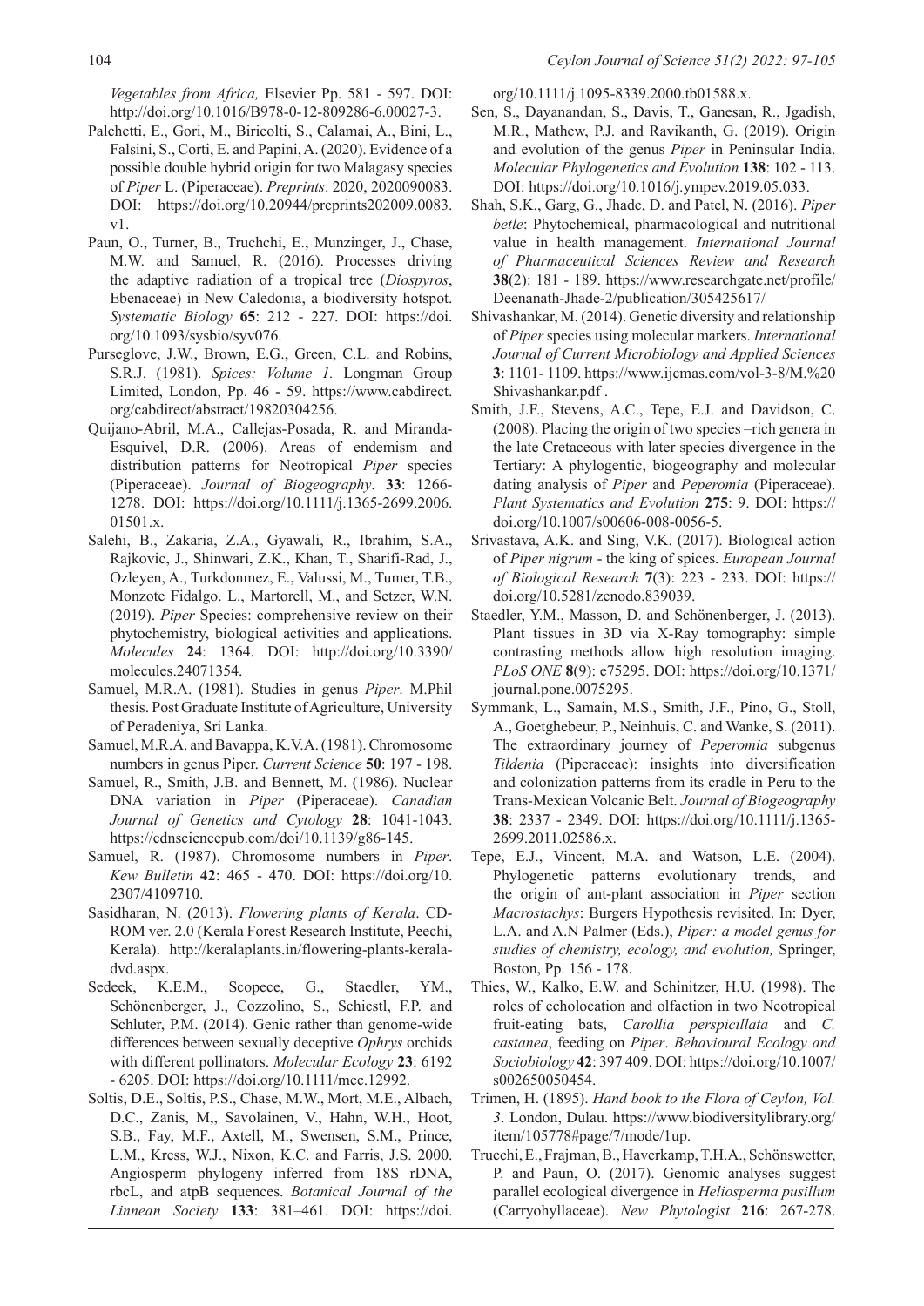*Vegetables from Africa,* Elsevier Pp. 581 - 597. DOI: http://doi.org/10.1016/B978-0-12-809286-6.00027-3.

Palchetti, E., Gori, M., Biricolti, S., Calamai, A., Bini, L., Falsini, S., Corti, E. and Papini, A. (2020). Evidence of a possible double hybrid origin for two Malagasy species of *Piper* L. (Piperaceae). *Preprints*. 2020, 2020090083. DOI: https://doi.org/10.20944/preprints202009.0083.v1.

Paun, O., Turner, B., Truchchi, E., Munzinger, J., Chase, M.W. and Samuel, R. (2016). Processes driving the adaptive radiation of a tropical tree (*Diospyros*, Ebenaceae) in New Caledonia, a biodiversity hotspot. *Systematic Biology* **65**: 212 - 227. DOI: https://doi.org/10.1093/sysbio/syv076.

Purseglove, J.W., Brown, E.G., Green, C.L. and Robins, S.R.J. (1981). *Spices: Volume 1.* Longman Group Limited, London, Pp. 46 - 59. https://www.cabdirect.org/cabdirect/abstract/19820304256.

Quijano-Abril, M.A., Callejas-Posada, R. and Miranda-Esquivel, D.R. (2006). Areas of endemism and distribution patterns for Neotropical *Piper* species (Piperaceae). *Journal of Biogeography*. **33**: 1266-1278. DOI: https://doi.org/10.1111/j.1365-2699.2006.01501.x.

Salehi, B., Zakaria, Z.A., Gyawali, R., Ibrahim, S.A., Rajkovic, J., Shinwari, Z.K., Khan, T., Sharifi-Rad, J., Ozleyen, A., Turkdonmez, E., Valussi, M., Tumer, T.B., Monzote Fidalgo. L., Martorell, M., and Setzer, W.N. (2019). *Piper* Species: comprehensive review on their phytochemistry, biological activities and applications. *Molecules* **24**: 1364. DOI: http://doi.org/10.3390/molecules.24071354.

Samuel, M.R.A. (1981). Studies in genus *Piper*. M.Phil thesis. Post Graduate Institute of Agriculture, University of Peradeniya, Sri Lanka.

Samuel, M.R.A. and Bavappa, K.V.A. (1981). Chromosome numbers in genus Piper. *Current Science* **50**: 197 - 198.

Samuel, R., Smith, J.B. and Bennett, M. (1986). Nuclear DNA variation in *Piper* (Piperaceae). *Canadian Journal of Genetics and Cytology* **28**: 1041-1043. https://cdnsciencepub.com/doi/10.1139/g86-145.

Samuel, R. (1987). Chromosome numbers in *Piper*. *Kew Bulletin* **42**: 465 - 470. DOI: https://doi.org/10.2307/4109710.

Sasidharan, N. (2013). *Flowering plants of Kerala*. CD-ROM ver. 2.0 (Kerala Forest Research Institute, Peechi, Kerala). http://keralaplants.in/flowering-plants-kerala-dvd.aspx.

Sedeek, K.E.M., Scopece, G., Staedler, YM., Schönenberger, J., Cozzolino, S., Schiestl, F.P. and Schluter, P.M. (2014). Genic rather than genome-wide differences between sexually deceptive *Ophrys* orchids with different pollinators. *Molecular Ecology* **23**: 6192 - 6205. DOI: https://doi.org/10.1111/mec.12992.

Soltis, D.E., Soltis, P.S., Chase, M.W., Mort, M.E., Albach, D.C., Zanis, M,, Savolainen, V., Hahn, W.H., Hoot, S.B., Fay, M.F., Axtell, M., Swensen, S.M., Prince, L.M., Kress, W.J., Nixon, K.C. and Farris, J.S. 2000. Angiosperm phylogeny inferred from 18S rDNA, rbcL, and atpB sequences. *Botanical Journal of the Linnean Society* **133**: 381–461. DOI: https://doi.org/10.1111/j.1095-8339.2000.tb01588.x.

Sen, S., Dayanandan, S., Davis, T., Ganesan, R., Jgadish, M.R., Mathew, P.J. and Ravikanth, G. (2019). Origin and evolution of the genus *Piper* in Peninsular India. *Molecular Phylogenetics and Evolution* **138**: 102 - 113. DOI: https://doi.org/10.1016/j.ympev.2019.05.033.

Shah, S.K., Garg, G., Jhade, D. and Patel, N. (2016). *Piper betle*: Phytochemical, pharmacological and nutritional value in health management. *International Journal of Pharmaceutical Sciences Review and Research* **38**(2): 181 - 189. https://www.researchgate.net/profile/Deenanath-Jhade-2/publication/305425617/

Shivashankar, M. (2014). Genetic diversity and relationship of *Piper* species using molecular markers. *International Journal of Current Microbiology and Applied Sciences* **3**: 1101- 1109. https://www.ijcmas.com/vol-3-8/M.%20Shivashankar.pdf .

Smith, J.F., Stevens, A.C., Tepe, E.J. and Davidson, C. (2008). Placing the origin of two species –rich genera in the late Cretaceous with later species divergence in the Tertiary: A phylogentic, biogeography and molecular dating analysis of *Piper* and *Peperomia* (Piperaceae). *Plant Systematics and Evolution* **275**: 9. DOI: https://doi.org/10.1007/s00606-008-0056-5.

Srivastava, A.K. and Sing, V.K. (2017). Biological action of *Piper nigrum* - the king of spices. *European Journal of Biological Research* **7**(3): 223 - 233. DOI: https://doi.org/10.5281/zenodo.839039.

Staedler, Y.M., Masson, D. and Schönenberger, J. (2013). Plant tissues in 3D via X-Ray tomography: simple contrasting methods allow high resolution imaging. *PLoS ONE* **8**(9): e75295. DOI: https://doi.org/10.1371/journal.pone.0075295.

Symmank, L., Samain, M.S., Smith, J.F., Pino, G., Stoll, A., Goetghebeur, P., Neinhuis, C. and Wanke, S. (2011). The extraordinary journey of *Peperomia* subgenus *Tildenia* (Piperaceae): insights into diversification and colonization patterns from its cradle in Peru to the Trans-Mexican Volcanic Belt. *Journal of Biogeography* **38**: 2337 - 2349. DOI: https://doi.org/10.1111/j.1365-2699.2011.02586.x.

Tepe, E.J., Vincent, M.A. and Watson, L.E. (2004). Phylogenetic patterns evolutionary trends, and the origin of ant-plant association in *Piper* section *Macrostachys*: Burgers Hypothesis revisited. In: Dyer, L.A. and A.N Palmer (Eds.), *Piper: a model genus for studies of chemistry, ecology, and evolution,* Springer, Boston, Pp. 156 - 178.

Thies, W., Kalko, E.W. and Schinitzer, H.U. (1998). The roles of echolocation and olfaction in two Neotropical fruit-eating bats, *Carollia perspicillata* and *C. castanea*, feeding on *Piper*. *Behavioural Ecology and Sociobiology* **42**: 397 409. DOI: https://doi.org/10.1007/s002650050454.

Trimen, H. (1895). *Hand book to the Flora of Ceylon, Vol. 3*. London, Dulau. https://www.biodiversitylibrary.org/item/105778#page/7/mode/1up.

Trucchi, E., Frajman, B., Haverkamp, T.H.A., Schönswetter, P. and Paun, O. (2017). Genomic analyses suggest parallel ecological divergence in *Heliosperma pusillum* (Carryohyllaceae). *New Phytologist* **216**: 267-278.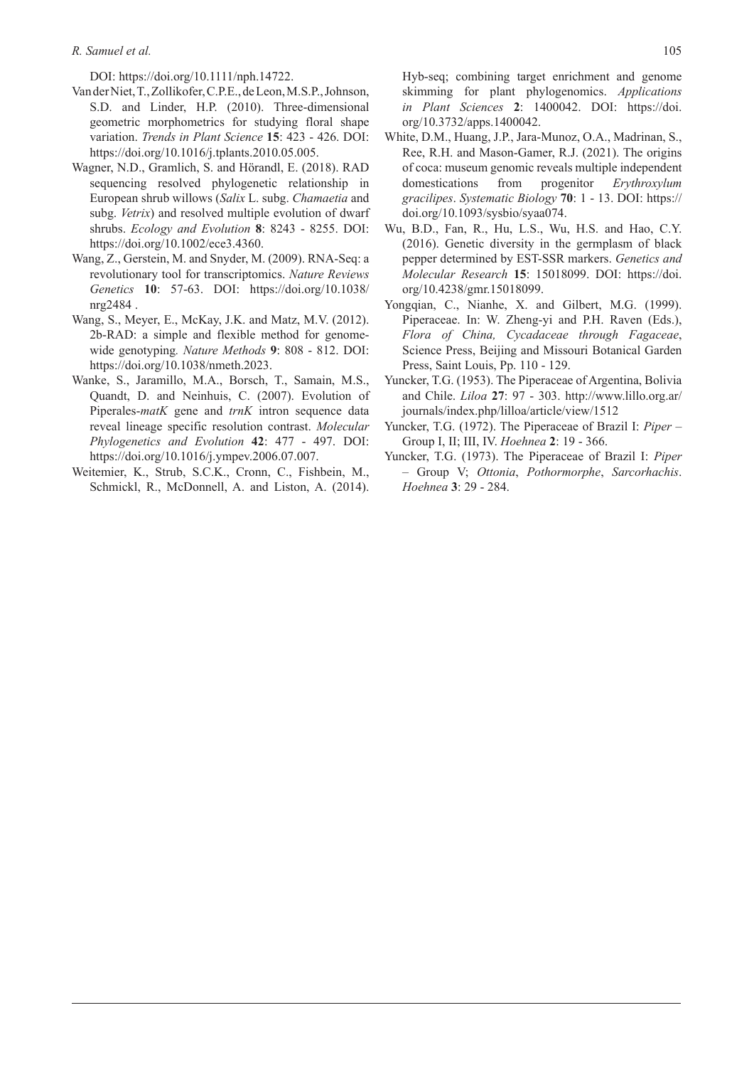DOI: https://doi.org/10.1111/nph.14722.

Van der Niet, T., Zollikofer, C.P.E., de Leon, M.S.P., Johnson, S.D. and Linder, H.P. (2010). Three-dimensional geometric morphometrics for studying floral shape variation. *Trends in Plant Science* **15**: 423 - 426. DOI: https://doi.org/10.1016/j.tplants.2010.05.005.

Wagner, N.D., Gramlich, S. and Hörandl, E. (2018). RAD sequencing resolved phylogenetic relationship in European shrub willows (*Salix* L. subg. *Chamaetia* and subg. *Vetrix*) and resolved multiple evolution of dwarf shrubs. *Ecology and Evolution* **8**: 8243 - 8255. DOI: https://doi.org/10.1002/ece3.4360.

Wang, Z., Gerstein, M. and Snyder, M. (2009). RNA-Seq: a revolutionary tool for transcriptomics. *Nature Reviews Genetics* **10**: 57-63. DOI: https://doi.org/10.1038/nrg2484 .

Wang, S., Meyer, E., McKay, J.K. and Matz, M.V. (2012). 2b-RAD: a simple and flexible method for genome-wide genotyping. *Nature Methods* **9**: 808 - 812. DOI: https://doi.org/10.1038/nmeth.2023.

Wanke, S., Jaramillo, M.A., Borsch, T., Samain, M.S., Quandt, D. and Neinhuis, C. (2007). Evolution of Piperales-*matK* gene and *trnK* intron sequence data reveal lineage specific resolution contrast. *Molecular Phylogenetics and Evolution* **42**: 477 - 497. DOI: https://doi.org/10.1016/j.ympev.2006.07.007.

Weitemier, K., Strub, S.C.K., Cronn, C., Fishbein, M., Schmickl, R., McDonnell, A. and Liston, A. (2014). Hyb-seq; combining target enrichment and genome skimming for plant phylogenomics. *Applications in Plant Sciences* **2**: 1400042. DOI: https://doi.org/10.3732/apps.1400042.

White, D.M., Huang, J.P., Jara-Munoz, O.A., Madrinan, S., Ree, R.H. and Mason-Gamer, R.J. (2021). The origins of coca: museum genomic reveals multiple independent domestications from progenitor *Erythroxylum gracilipes*. *Systematic Biology* **70**: 1 - 13. DOI: https://doi.org/10.1093/sysbio/syaa074.

Wu, B.D., Fan, R., Hu, L.S., Wu, H.S. and Hao, C.Y. (2016). Genetic diversity in the germplasm of black pepper determined by EST-SSR markers. *Genetics and Molecular Research* **15**: 15018099. DOI: https://doi.org/10.4238/gmr.15018099.

Yongqian, C., Nianhe, X. and Gilbert, M.G. (1999). Piperaceae. In: W. Zheng-yi and P.H. Raven (Eds.), *Flora of China, Cycadaceae through Fagaceae*, Science Press, Beijing and Missouri Botanical Garden Press, Saint Louis, Pp. 110 - 129.

Yuncker, T.G. (1953). The Piperaceae of Argentina, Bolivia and Chile. *Liloa* **27**: 97 - 303. http://www.lillo.org.ar/journals/index.php/lilloa/article/view/1512

Yuncker, T.G. (1972). The Piperaceae of Brazil I: *Piper* – Group I, II; III, IV. *Hoehnea* **2**: 19 - 366.

Yuncker, T.G. (1973). The Piperaceae of Brazil I: *Piper* – Group V; *Ottonia*, *Pothormorphe*, *Sarcorhachis*. *Hoehnea* **3**: 29 - 284.